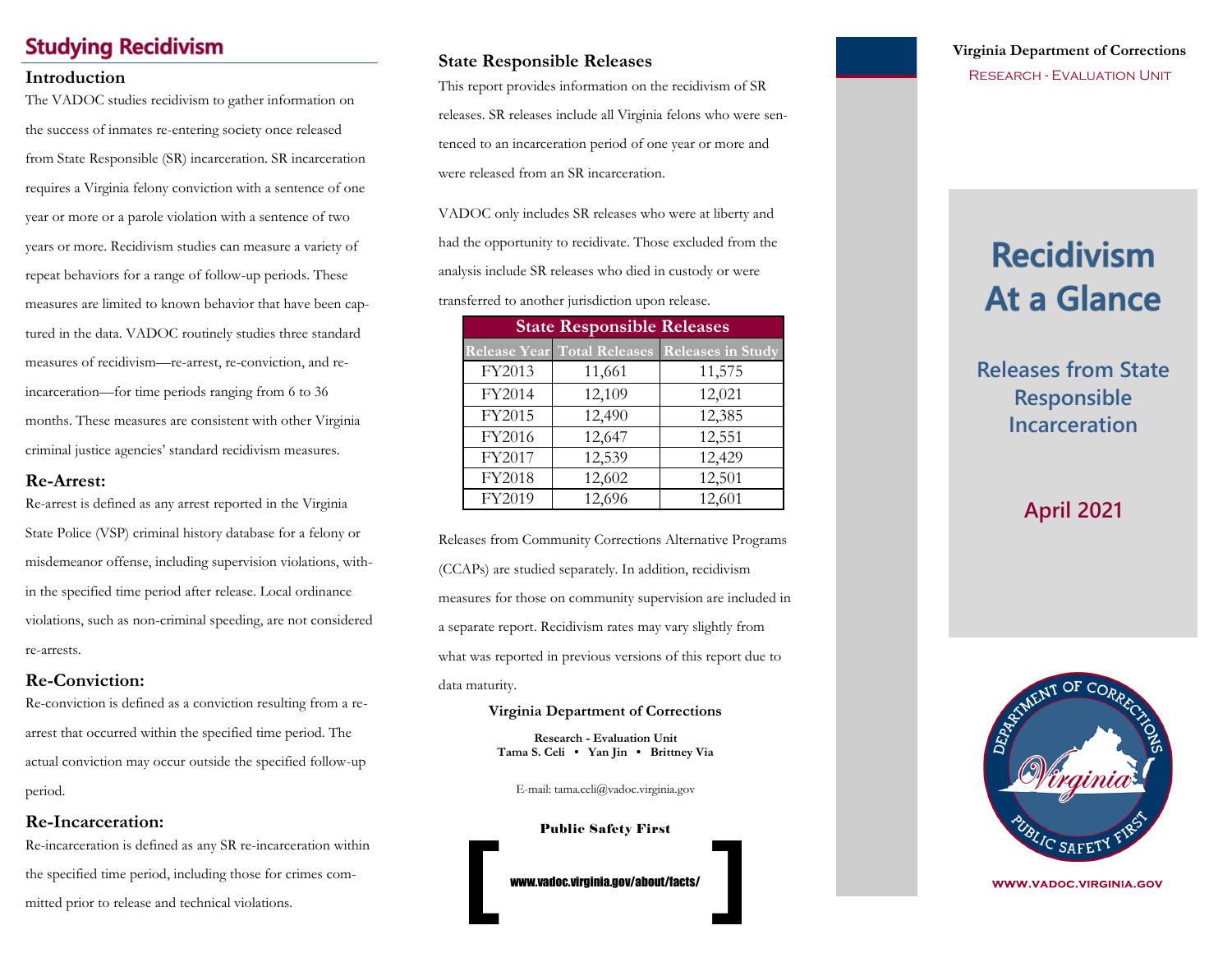## Studying Recidivism

### Introduction

The VADOC studies recidivism to gather information on the success of inmates re-entering society once released from State Responsible (SR) incarceration. SR incarceration requires a Virginia felony conviction with a sentence of one year or more or a parole violation with a sentence of two years or more. Recidivism studies can measure a variety of repeat behaviors for a range of follow-up periods. These measures are limited to known behavior that have been captured in the data. VADOC routinely studies three standard measures of recidivism—re-arrest, re-conviction, and re-incarceration—for time periods ranging from 6 to 36 months. These measures are consistent with other Virginia criminal justice agencies' standard recidivism measures.

### Re-Arrest:

Re-arrest is defined as any arrest reported in the Virginia State Police (VSP) criminal history database for a felony or misdemeanor offense, including supervision violations, within the specified time period after release. Local ordinance violations, such as non-criminal speeding, are not considered re-arrests.

### Re-Conviction:

Re-conviction is defined as a conviction resulting from a re-arrest that occurred within the specified time period. The actual conviction may occur outside the specified follow-up period.

### Re-Incarceration:

Re-incarceration is defined as any SR re-incarceration within the specified time period, including those for crimes committed prior to release and technical violations.

### State Responsible Releases

This report provides information on the recidivism of SR releases. SR releases include all Virginia felons who were sentenced to an incarceration period of one year or more and were released from an SR incarceration.

VADOC only includes SR releases who were at liberty and had the opportunity to recidivate. Those excluded from the analysis include SR releases who died in custody or were transferred to another jurisdiction upon release.

| State Responsible Releases | | |
|---|---|---|
| Release Year | Total Releases | Releases in Study |
| FY2013 | 11,661 | 11,575 |
| FY2014 | 12,109 | 12,021 |
| FY2015 | 12,490 | 12,385 |
| FY2016 | 12,647 | 12,551 |
| FY2017 | 12,539 | 12,429 |
| FY2018 | 12,602 | 12,501 |
| FY2019 | 12,696 | 12,601 |

Releases from Community Corrections Alternative Programs (CCAPs) are studied separately. In addition, recidivism measures for those on community supervision are included in a separate report. Recidivism rates may vary slightly from what was reported in previous versions of this report due to data maturity.

**Virginia Department of Corrections**

**Research - Evaluation Unit**
**Tama S. Celi • Yan Jin • Brittney Via**

E-mail: tama.celi@vadoc.virginia.gov

**Public Safety First**

[ www.vadoc.virginia.gov/about/facts/ ]

**Virginia Department of Corrections**
Research - Evaluation Unit

# Recidivism At a Glance

## Releases from State Responsible Incarceration

## April 2021

WWW.VADOC.VIRGINIA.GOV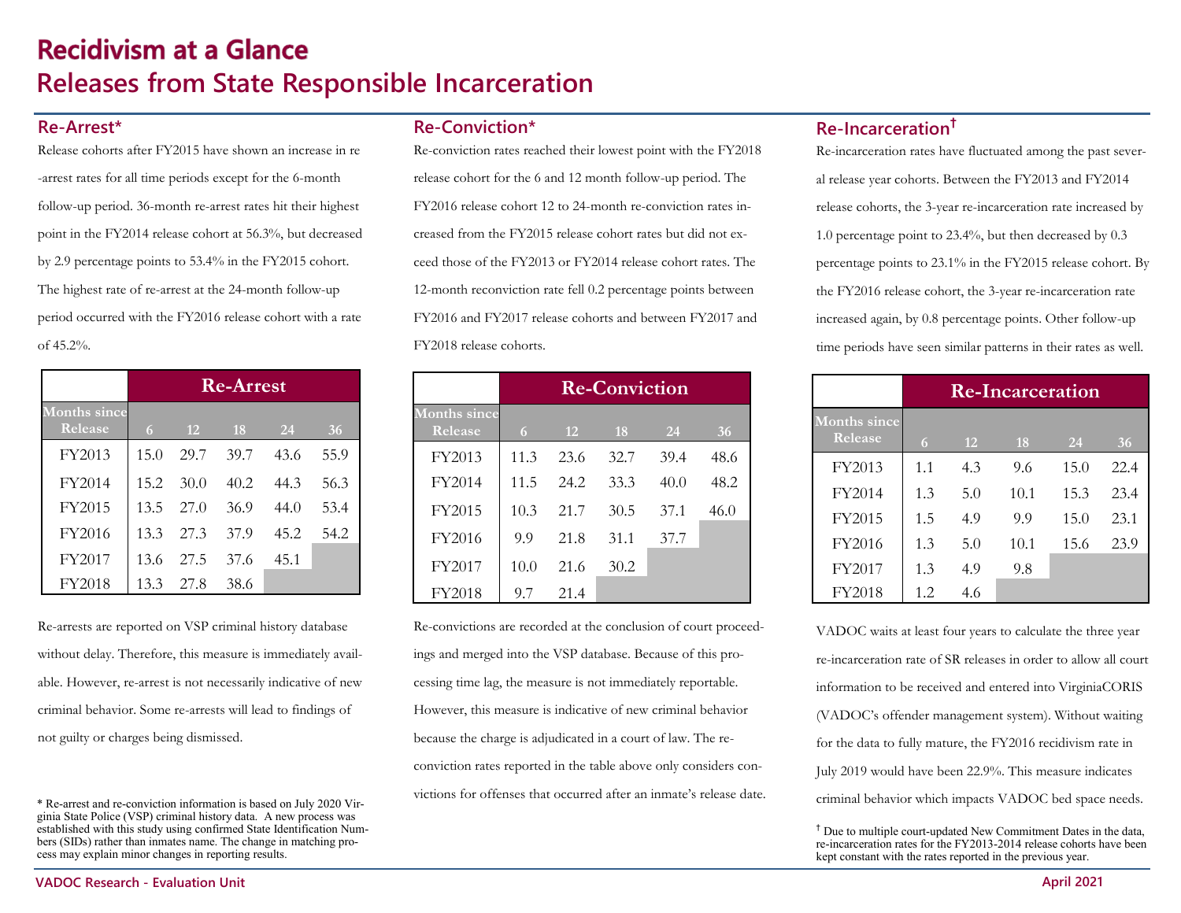# Recidivism at a Glance

## Releases from State Responsible Incarceration

### Re-Arrest*

Release cohorts after FY2015 have shown an increase in re-arrest rates for all time periods except for the 6-month follow-up period. 36-month re-arrest rates hit their highest point in the FY2014 release cohort at 56.3%, but decreased by 2.9 percentage points to 53.4% in the FY2015 cohort. The highest rate of re-arrest at the 24-month follow-up period occurred with the FY2016 release cohort with a rate of 45.2%.

| | Re-Arrest | | | | |
|---|---|---|---|---|---|
| Months since Release | 6 | 12 | 18 | 24 | 36 |
| FY2013 | 15.0 | 29.7 | 39.7 | 43.6 | 55.9 |
| FY2014 | 15.2 | 30.0 | 40.2 | 44.3 | 56.3 |
| FY2015 | 13.5 | 27.0 | 36.9 | 44.0 | 53.4 |
| FY2016 | 13.3 | 27.3 | 37.9 | 45.2 | 54.2 |
| FY2017 | 13.6 | 27.5 | 37.6 | 45.1 | |
| FY2018 | 13.3 | 27.8 | 38.6 | | |

Re-arrests are reported on VSP criminal history database without delay. Therefore, this measure is immediately available. However, re-arrest is not necessarily indicative of new criminal behavior. Some re-arrests will lead to findings of not guilty or charges being dismissed.

\* Re-arrest and re-conviction information is based on July 2020 Virginia State Police (VSP) criminal history data. A new process was established with this study using confirmed State Identification Numbers (SIDs) rather than inmates name. The change in matching process may explain minor changes in reporting results.

### Re-Conviction*

Re-conviction rates reached their lowest point with the FY2018 release cohort for the 6 and 12 month follow-up period. The FY2016 release cohort 12 to 24-month re-conviction rates increased from the FY2015 release cohort rates but did not exceed those of the FY2013 or FY2014 release cohort rates. The 12-month reconviction rate fell 0.2 percentage points between FY2016 and FY2017 release cohorts and between FY2017 and FY2018 release cohorts.

| | Re-Conviction | | | | |
|---|---|---|---|---|---|
| Months since Release | 6 | 12 | 18 | 24 | 36 |
| FY2013 | 11.3 | 23.6 | 32.7 | 39.4 | 48.6 |
| FY2014 | 11.5 | 24.2 | 33.3 | 40.0 | 48.2 |
| FY2015 | 10.3 | 21.7 | 30.5 | 37.1 | 46.0 |
| FY2016 | 9.9 | 21.8 | 31.1 | 37.7 | |
| FY2017 | 10.0 | 21.6 | 30.2 | | |
| FY2018 | 9.7 | 21.4 | | | |

Re-convictions are recorded at the conclusion of court proceedings and merged into the VSP database. Because of this processing time lag, the measure is not immediately reportable. However, this measure is indicative of new criminal behavior because the charge is adjudicated in a court of law. The re-conviction rates reported in the table above only considers convictions for offenses that occurred after an inmate's release date.

### Re-Incarceration†

Re-incarceration rates have fluctuated among the past several release year cohorts. Between the FY2013 and FY2014 release cohorts, the 3-year re-incarceration rate increased by 1.0 percentage point to 23.4%, but then decreased by 0.3 percentage points to 23.1% in the FY2015 release cohort. By the FY2016 release cohort, the 3-year re-incarceration rate increased again, by 0.8 percentage points. Other follow-up time periods have seen similar patterns in their rates as well.

| | Re-Incarceration | | | | |
|---|---|---|---|---|---|
| Months since Release | 6 | 12 | 18 | 24 | 36 |
| FY2013 | 1.1 | 4.3 | 9.6 | 15.0 | 22.4 |
| FY2014 | 1.3 | 5.0 | 10.1 | 15.3 | 23.4 |
| FY2015 | 1.5 | 4.9 | 9.9 | 15.0 | 23.1 |
| FY2016 | 1.3 | 5.0 | 10.1 | 15.6 | 23.9 |
| FY2017 | 1.3 | 4.9 | 9.8 | | |
| FY2018 | 1.2 | 4.6 | | | |

VADOC waits at least four years to calculate the three year re-incarceration rate of SR releases in order to allow all court information to be received and entered into VirginiaCORIS (VADOC's offender management system). Without waiting for the data to fully mature, the FY2016 recidivism rate in July 2019 would have been 22.9%. This measure indicates criminal behavior which impacts VADOC bed space needs.

† Due to multiple court-updated New Commitment Dates in the data, re-incarceration rates for the FY2013-2014 release cohorts have been kept constant with the rates reported in the previous year.